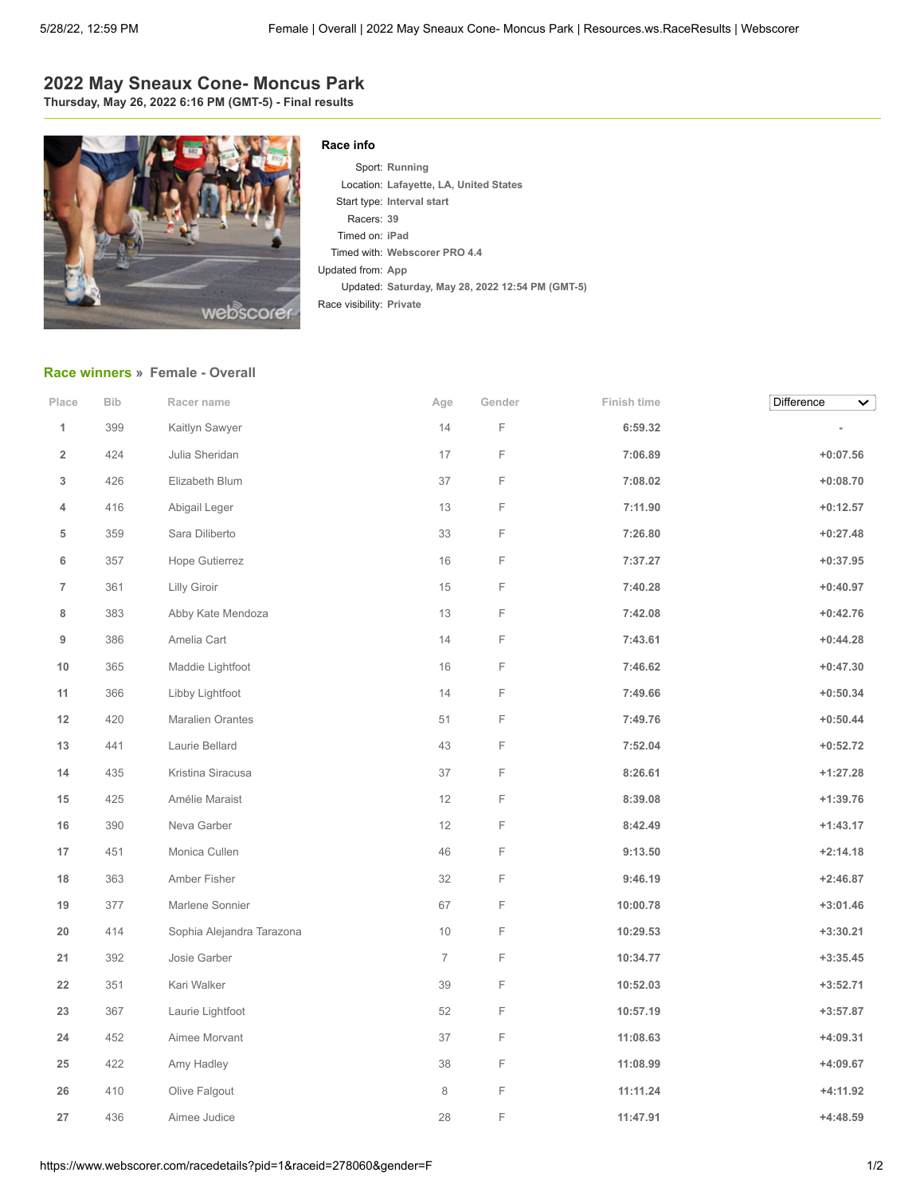# 2022 May Sneaux Cone- Moncus Park

**Thursday, May 26, 2022 6:16 PM (GMT-5) - Final results**

### Race info

Sport: **Running**
Location: **Lafayette, LA, United States**
Start type: **Interval start**
Racers: **39**
Timed on: **iPad**
Timed with: **Webscorer PRO 4.4**
Updated from: **App**
Updated: **Saturday, May 28, 2022 12:54 PM (GMT-5)**
Race visibility: **Private**

## Race winners » Female - Overall

| Place | Bib | Racer name | Age | Gender | Finish time | Difference |
|---|---|---|---|---|---|---|
| 1 | 399 | Kaitlyn Sawyer | 14 | F | 6:59.32 | - |
| 2 | 424 | Julia Sheridan | 17 | F | 7:06.89 | +0:07.56 |
| 3 | 426 | Elizabeth Blum | 37 | F | 7:08.02 | +0:08.70 |
| 4 | 416 | Abigail Leger | 13 | F | 7:11.90 | +0:12.57 |
| 5 | 359 | Sara Diliberto | 33 | F | 7:26.80 | +0:27.48 |
| 6 | 357 | Hope Gutierrez | 16 | F | 7:37.27 | +0:37.95 |
| 7 | 361 | Lilly Giroir | 15 | F | 7:40.28 | +0:40.97 |
| 8 | 383 | Abby Kate Mendoza | 13 | F | 7:42.08 | +0:42.76 |
| 9 | 386 | Amelia Cart | 14 | F | 7:43.61 | +0:44.28 |
| 10 | 365 | Maddie Lightfoot | 16 | F | 7:46.62 | +0:47.30 |
| 11 | 366 | Libby Lightfoot | 14 | F | 7:49.66 | +0:50.34 |
| 12 | 420 | Maralien Orantes | 51 | F | 7:49.76 | +0:50.44 |
| 13 | 441 | Laurie Bellard | 43 | F | 7:52.04 | +0:52.72 |
| 14 | 435 | Kristina Siracusa | 37 | F | 8:26.61 | +1:27.28 |
| 15 | 425 | Amélie Maraist | 12 | F | 8:39.08 | +1:39.76 |
| 16 | 390 | Neva Garber | 12 | F | 8:42.49 | +1:43.17 |
| 17 | 451 | Monica Cullen | 46 | F | 9:13.50 | +2:14.18 |
| 18 | 363 | Amber Fisher | 32 | F | 9:46.19 | +2:46.87 |
| 19 | 377 | Marlene Sonnier | 67 | F | 10:00.78 | +3:01.46 |
| 20 | 414 | Sophia Alejandra Tarazona | 10 | F | 10:29.53 | +3:30.21 |
| 21 | 392 | Josie Garber | 7 | F | 10:34.77 | +3:35.45 |
| 22 | 351 | Kari Walker | 39 | F | 10:52.03 | +3:52.71 |
| 23 | 367 | Laurie Lightfoot | 52 | F | 10:57.19 | +3:57.87 |
| 24 | 452 | Aimee Morvant | 37 | F | 11:08.63 | +4:09.31 |
| 25 | 422 | Amy Hadley | 38 | F | 11:08.99 | +4:09.67 |
| 26 | 410 | Olive Falgout | 8 | F | 11:11.24 | +4:11.92 |
| 27 | 436 | Aimee Judice | 28 | F | 11:47.91 | +4:48.59 |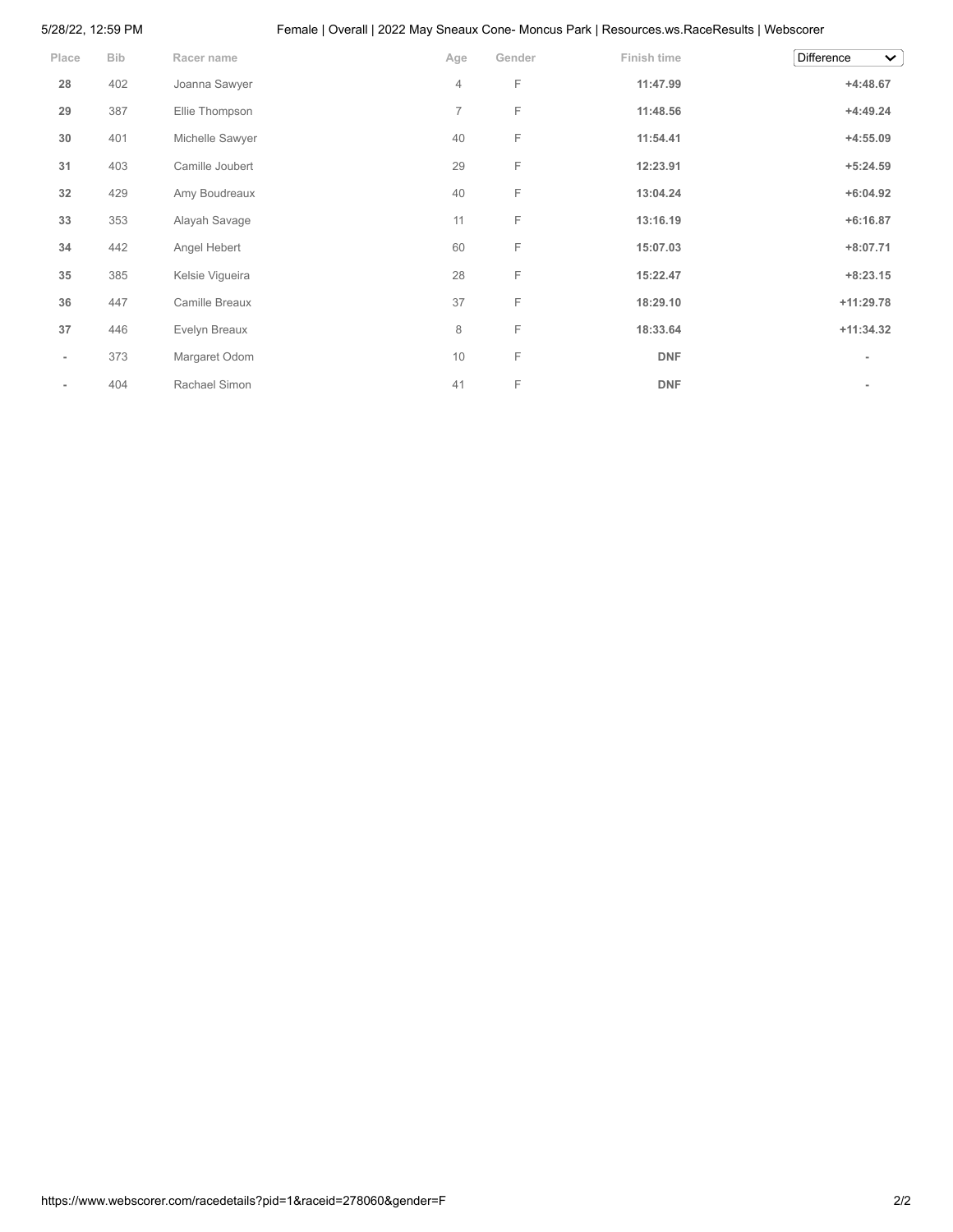| Place | Bib | Racer name | Age | Gender | Finish time | Difference |
|---|---|---|---|---|---|---|
| 28 | 402 | Joanna Sawyer | 4 | F | 11:47.99 | +4:48.67 |
| 29 | 387 | Ellie Thompson | 7 | F | 11:48.56 | +4:49.24 |
| 30 | 401 | Michelle Sawyer | 40 | F | 11:54.41 | +4:55.09 |
| 31 | 403 | Camille Joubert | 29 | F | 12:23.91 | +5:24.59 |
| 32 | 429 | Amy Boudreaux | 40 | F | 13:04.24 | +6:04.92 |
| 33 | 353 | Alayah Savage | 11 | F | 13:16.19 | +6:16.87 |
| 34 | 442 | Angel Hebert | 60 | F | 15:07.03 | +8:07.71 |
| 35 | 385 | Kelsie Vigueira | 28 | F | 15:22.47 | +8:23.15 |
| 36 | 447 | Camille Breaux | 37 | F | 18:29.10 | +11:29.78 |
| 37 | 446 | Evelyn Breaux | 8 | F | 18:33.64 | +11:34.32 |
| - | 373 | Margaret Odom | 10 | F | DNF | - |
| - | 404 | Rachael Simon | 41 | F | DNF | - |